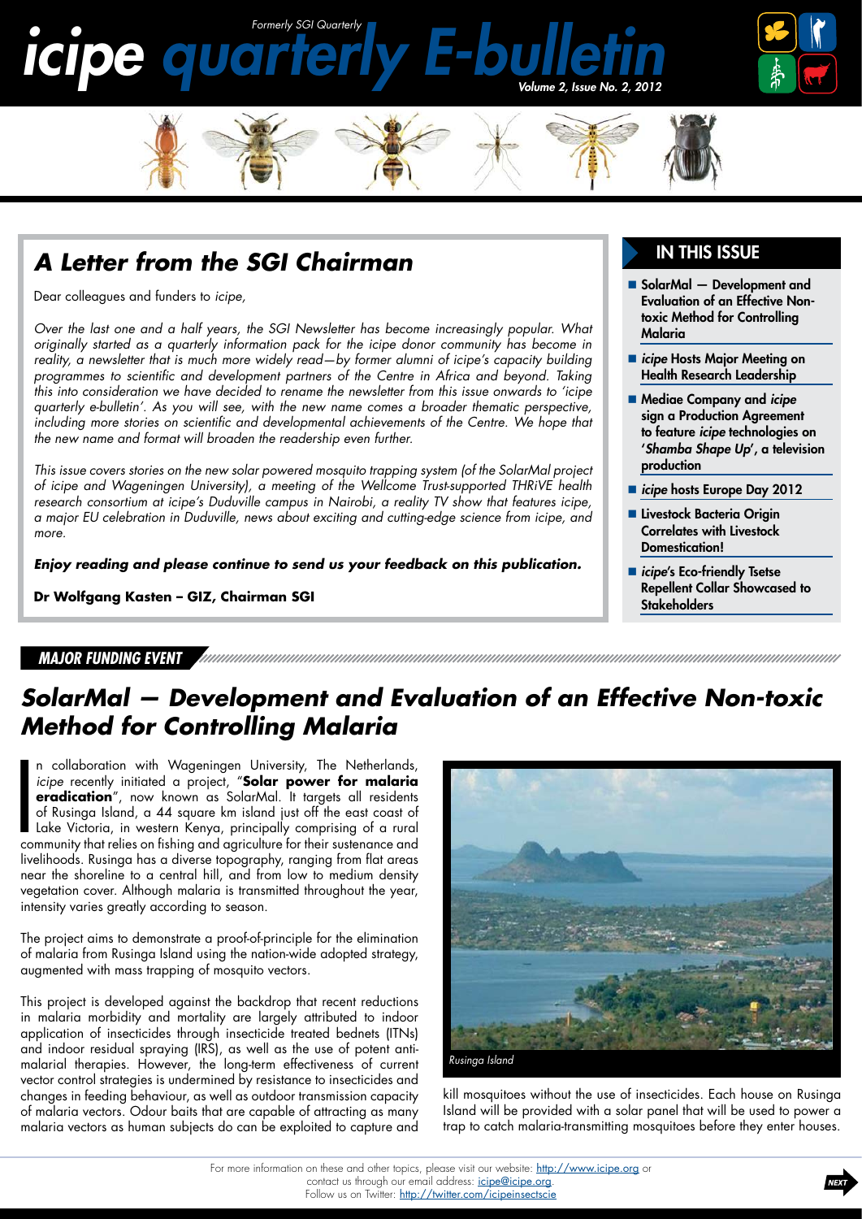# icipe quarterly E-bulletin

*Formerly SGI Quarterly*

*Volume 2, Issue No. 2, 2012*

## A Letter from the SGI Chairman

Dear colleagues and funders to *icipe*,

*Over the last one and a half years, the SGI Newsletter has become increasingly popular. What originally started as a quarterly information pack for the icipe donor community has become in reality, a newsletter that is much more widely read—by former alumni of icipe's capacity building programmes to scientific and development partners of the Centre in Africa and beyond. Taking this into consideration we have decided to rename the newsletter from this issue onwards to 'icipe quarterly e-bulletin'. As you will see, with the new name comes a broader thematic perspective, including more stories on scientific and developmental achievements of the Centre. We hope that the new name and format will broaden the readership even further.*

*This issue covers stories on the new solar powered mosquito trapping system (of the SolarMal project of icipe and Wageningen University), a meeting of the Wellcome Trust-supported THRiVE health research consortium at icipe's Duduville campus in Nairobi, a reality TV show that features icipe, a major EU celebration in Duduville, news about exciting and cutting-edge science from icipe, and more.*

***Enjoy reading and please continue to send us your feedback on this publication.***

**Dr Wolfgang Kasten – GIZ, Chairman SGI**

## IN THIS ISSUE

- SolarMal — Development and Evaluation of an Effective Non-toxic Method for Controlling Malaria
- *icipe* Hosts Major Meeting on Health Research Leadership
- Mediae Company and *icipe* sign a Production Agreement to feature *icipe* technologies on '*Shamba Shape Up*', a television production
- *icipe* hosts Europe Day 2012
- Livestock Bacteria Origin Correlates with Livestock Domestication!
- *icipe*'s Eco-friendly Tsetse Repellent Collar Showcased to Stakeholders

*MAJOR FUNDING EVENT*

## SolarMal — Development and Evaluation of an Effective Non-toxic Method for Controlling Malaria

In collaboration with Wageningen University, The Netherlands, *icipe* recently initiated a project, "**Solar power for malaria eradication**", now known as SolarMal. It targets all residents of Rusinga Island, a 44 square km island just off the east coast of Lake Victoria, in western Kenya, principally comprising of a rural community that relies on fishing and agriculture for their sustenance and livelihoods. Rusinga has a diverse topography, ranging from flat areas near the shoreline to a central hill, and from low to medium density vegetation cover. Although malaria is transmitted throughout the year, intensity varies greatly according to season.

The project aims to demonstrate a proof-of-principle for the elimination of malaria from Rusinga Island using the nation-wide adopted strategy, augmented with mass trapping of mosquito vectors.

This project is developed against the backdrop that recent reductions in malaria morbidity and mortality are largely attributed to indoor application of insecticides through insecticide treated bednets (ITNs) and indoor residual spraying (IRS), as well as the use of potent anti-malarial therapies. However, the long-term effectiveness of current vector control strategies is undermined by resistance to insecticides and changes in feeding behaviour, as well as outdoor transmission capacity of malaria vectors. Odour baits that are capable of attracting as many malaria vectors as human subjects do can be exploited to capture and kill mosquitoes without the use of insecticides. Each house on Rusinga Island will be provided with a solar panel that will be used to power a trap to catch malaria-transmitting mosquitoes before they enter houses.

*Rusinga Island*

For more information on these and other topics, please visit our website: http://www.icipe.org or contact us through our email address: icipe@icipe.org.
Follow us on Twitter: http://twitter.com/icipeinsectscie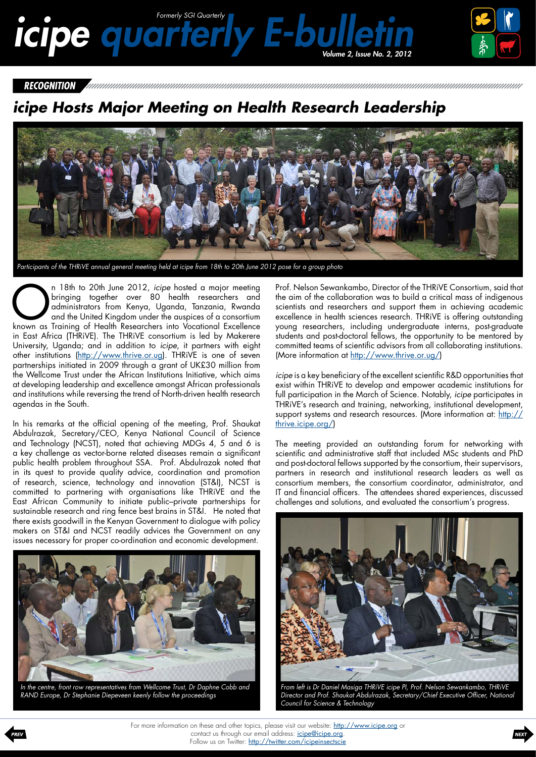*RECOGNITION*

## *icipe* Hosts Major Meeting on Health Research Leadership

*Participants of the THRiVE annual general meeting held at icipe from 18th to 20th June 2012 pose for a group photo*

On 18th to 20th June 2012, *icipe* hosted a major meeting bringing together over 80 health researchers and administrators from Kenya, Uganda, Tanzania, Rwanda and the United Kingdom under the auspices of a consortium known as Training of Health Researchers into Vocational Excellence in East Africa (THRiVE). The THRiVE consortium is led by Makerere University, Uganda; and in addition to *icipe*, it partners with eight other institutions (http://www.thrive.or.ug). THRiVE is one of seven partnerships initiated in 2009 through a grant of UK£30 million from the Wellcome Trust under the African Institutions Initiative, which aims at developing leadership and excellence amongst African professionals and institutions while reversing the trend of North-driven health research agendas in the South.

In his remarks at the official opening of the meeting, Prof. Shaukat Abdulrazak, Secretary/CEO, Kenya National Council of Science and Technology (NCST), noted that achieving MDGs 4, 5 and 6 is a key challenge as vector-borne related diseases remain a significant public health problem throughout SSA. Prof. Abdulrazak noted that in its quest to provide quality advice, coordination and promotion of research, science, technology and innovation (ST&I), NCST is committed to partnering with organisations like THRiVE and the East African Community to initiate public–private partnerships for sustainable research and ring fence best brains in ST&I. He noted that there exists goodwill in the Kenyan Government to dialogue with policy makers on ST&I and NCST readily advices the Government on any issues necessary for proper co-ordination and economic development.

*In the centre, front row representatives from Wellcome Trust, Dr Daphne Cobb and RAND Europe, Dr Stephanie Diepeveen keenly follow the proceedings*

Prof. Nelson Sewankambo, Director of the THRiVE Consortium, said that the aim of the collaboration was to build a critical mass of indigenous scientists and researchers and support them in achieving academic excellence in health sciences research. THRiVE is offering outstanding young researchers, including undergraduate interns, post-graduate students and post-doctoral fellows, the opportunity to be mentored by committed teams of scientific advisors from all collaborating institutions. (More information at http://www.thrive.or.ug/)

*icipe* is a key beneficiary of the excellent scientific R&D opportunities that exist within THRiVE to develop and empower academic institutions for full participation in the March of Science. Notably, *icipe* participates in THRiVE's research and training, networking, institutional development, support systems and research resources. (More information at: http://thrive.icipe.org/)

The meeting provided an outstanding forum for networking with scientific and administrative staff that included MSc students and PhD and post-doctoral fellows supported by the consortium, their supervisors, partners in research and institutional research leaders as well as consortium members, the consortium coordinator, administrator, and IT and financial officers. The attendees shared experiences, discussed challenges and solutions, and evaluated the consortium's progress.

*From left is Dr Daniel Masiga THRiVE icipe PI, Prof. Nelson Sewankambo, THRiVE Director and Prof. Shaukat Abdulrazak, Secretary/Chief Executive Officer, National Council for Science & Technology*

For more information on these and other topics, please visit our website: http://www.icipe.org or contact us through our email address: icipe@icipe.org.
Follow us on Twitter: http://twitter.com/icipeinsectscie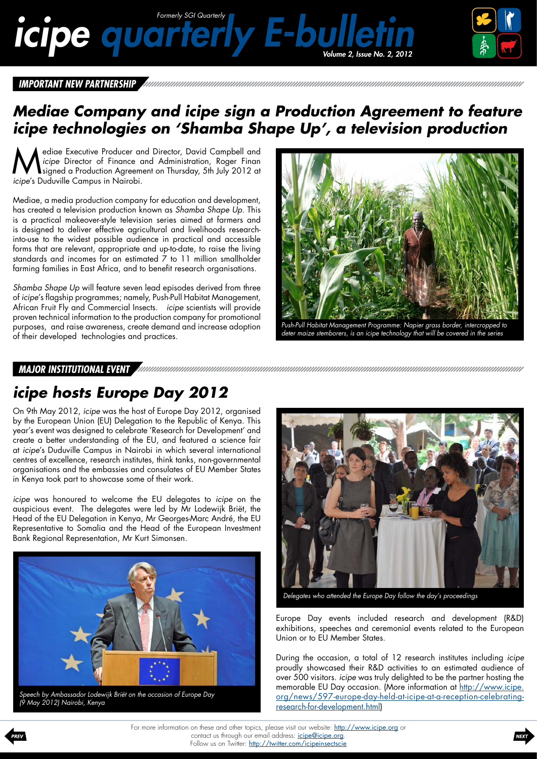# *icipe quarterly E-bulletin*

*Formerly SGI Quarterly*

*Volume 2, Issue No. 2, 2012*

## IMPORTANT NEW PARTNERSHIP

## Mediae Company and icipe sign a Production Agreement to feature icipe technologies on 'Shamba Shape Up', a television production

Mediae Executive Producer and Director, David Campbell and *icipe* Director of Finance and Administration, Roger Finan signed a Production Agreement on Thursday, 5th July 2012 at *icipe*'s Duduville Campus in Nairobi.

Mediae, a media production company for education and development, has created a television production known as *Shamba Shape Up*. This is a practical makeover-style television series aimed at farmers and is designed to deliver effective agricultural and livelihoods research-into-use to the widest possible audience in practical and accessible forms that are relevant, appropriate and up-to-date, to raise the living standards and incomes for an estimated 7 to 11 million smallholder farming families in East Africa, and to benefit research organisations.

*Shamba Shape Up* will feature seven lead episodes derived from three of *icipe*'s flagship programmes; namely, Push-Pull Habitat Management, African Fruit Fly and Commercial Insects. *icipe* scientists will provide proven technical information to the production company for promotional purposes, and raise awareness, create demand and increase adoption of their developed technologies and practices.

*Push-Pull Habitat Management Programme: Napier grass border, intercropped to deter maize stemborers, is an icipe technology that will be covered in the series*

## MAJOR INSTITUTIONAL EVENT

## icipe hosts Europe Day 2012

On 9th May 2012, *icipe* was the host of Europe Day 2012, organised by the European Union (EU) Delegation to the Republic of Kenya. This year's event was designed to celebrate 'Research for Development' and create a better understanding of the EU, and featured a science fair at *icipe*'s Duduville Campus in Nairobi in which several international centres of excellence, research institutes, think tanks, non-governmental organisations and the embassies and consulates of EU Member States in Kenya took part to showcase some of their work.

*icipe* was honoured to welcome the EU delegates to *icipe* on the auspicious event. The delegates were led by Mr Lodewijk Briët, the Head of the EU Delegation in Kenya, Mr Georges-Marc André, the EU Representative to Somalia and the Head of the European Investment Bank Regional Representation, Mr Kurt Simonsen.

*Speech by Ambassador Lodewijk Briët on the occasion of Europe Day (9 May 2012) Nairobi, Kenya*

*Delegates who attended the Europe Day follow the day's proceedings*

Europe Day events included research and development (R&D) exhibitions, speeches and ceremonial events related to the European Union or to EU Member States.

During the occasion, a total of 12 research institutes including *icipe* proudly showcased their R&D activities to an estimated audience of over 500 visitors. *icipe* was truly delighted to be the partner hosting the memorable EU Day occasion. (More information at http://www.icipe.org/news/597-europe-day-held-at-icipe-at-a-reception-celebrating-research-for-development.html)

For more information on these and other topics, please visit our website: http://www.icipe.org or contact us through our email address: icipe@icipe.org. Follow us on Twitter: http://twitter.com/icipeinsectscie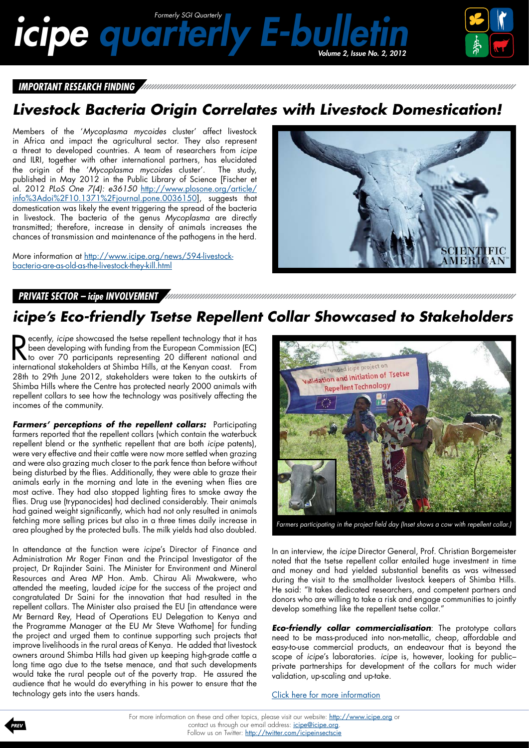## IMPORTANT RESEARCH FINDING

# Livestock Bacteria Origin Correlates with Livestock Domestication!

Members of the '*Mycoplasma mycoides* cluster' affect livestock in Africa and impact the agricultural sector. They also represent a threat to developed countries. A team of researchers from *icipe* and ILRI, together with other international partners, has elucidated the origin of the '*Mycoplasma mycoides* cluster'. The study, published in May 2012 in the Public Library of Science [Fischer et al. 2012 *PLoS One 7(4): e36150* http://www.plosone.org/article/info%3Adoi%2F10.1371%2Fjournal.pone.0036150], suggests that domestication was likely the event triggering the spread of the bacteria in livestock. The bacteria of the genus *Mycoplasma* are directly transmitted; therefore, increase in density of animals increases the chances of transmission and maintenance of the pathogens in the herd.

More information at http://www.icipe.org/news/594-livestock-bacteria-are-as-old-as-the-livestock-they-kill.html

## PRIVATE SECTOR – icipe INVOLVEMENT

# icipe's Eco-friendly Tsetse Repellent Collar Showcased to Stakeholders

Recently, *icipe* showcased the tsetse repellent technology that it has been developing with funding from the European Commission (EC) to over 70 participants representing 20 different national and international stakeholders at Shimba Hills, at the Kenyan coast. From 28th to 29th June 2012, stakeholders were taken to the outskirts of Shimba Hills where the Centre has protected nearly 2000 animals with repellent collars to see how the technology was positively affecting the incomes of the community.

***Farmers' perceptions of the repellent collars:*** Participating farmers reported that the repellent collars (which contain the waterbuck repellent blend or the synthetic repellent that are both *icipe* patents), were very effective and their cattle were now more settled when grazing and were also grazing much closer to the park fence than before without being disturbed by the flies. Additionally, they were able to graze their animals early in the morning and late in the evening when flies are most active. They had also stopped lighting fires to smoke away the flies. Drug use (trypanocides) had declined considerably. Their animals had gained weight significantly, which had not only resulted in animals fetching more selling prices but also in a three times daily increase in area ploughed by the protected bulls. The milk yields had also doubled.

In attendance at the function were *icipe*'s Director of Finance and Administration Mr Roger Finan and the Principal Investigator of the project, Dr Rajinder Saini. The Minister for Environment and Mineral Resources and Area MP Hon. Amb. Chirau Ali Mwakwere, who attended the meeting, lauded *icipe* for the success of the project and congratulated Dr Saini for the innovation that had resulted in the repellent collars. The Minister also praised the EU [in attendance were Mr Bernard Rey, Head of Operations EU Delegation to Kenya and the Programme Manager at the EU Mr Steve Wathome] for funding the project and urged them to continue supporting such projects that improve livelihoods in the rural areas of Kenya. He added that livestock owners around Shimba Hills had given up keeping high-grade cattle a long time ago due to the tsetse menace, and that such developments would take the rural people out of the poverty trap. He assured the audience that he would do everything in his power to ensure that the technology gets into the users hands.

*Farmers participating in the project field day (Inset shows a cow with repellent collar.)*

In an interview, the *icipe* Director General, Prof. Christian Borgemeister noted that the tsetse repellent collar entailed huge investment in time and money and had yielded substantial benefits as was witnessed during the visit to the smallholder livestock keepers of Shimba Hills. He said: "It takes dedicated researchers, and competent partners and donors who are willing to take a risk and engage communities to jointly develop something like the repellent tsetse collar."

***Eco-friendly collar commercialisation***: The prototype collars need to be mass-produced into non-metallic, cheap, affordable and easy-to-use commercial products, an endeavour that is beyond the scope of *icipe*'s laboratories. *icipe* is, however, looking for public–private partnerships for development of the collars for much wider validation, up-scaling and up-take.

Click here for more information

For more information on these and other topics, please visit our website: http://www.icipe.org or contact us through our email address: icipe@icipe.org.
Follow us on Twitter: http://twitter.com/icipeinsectscie